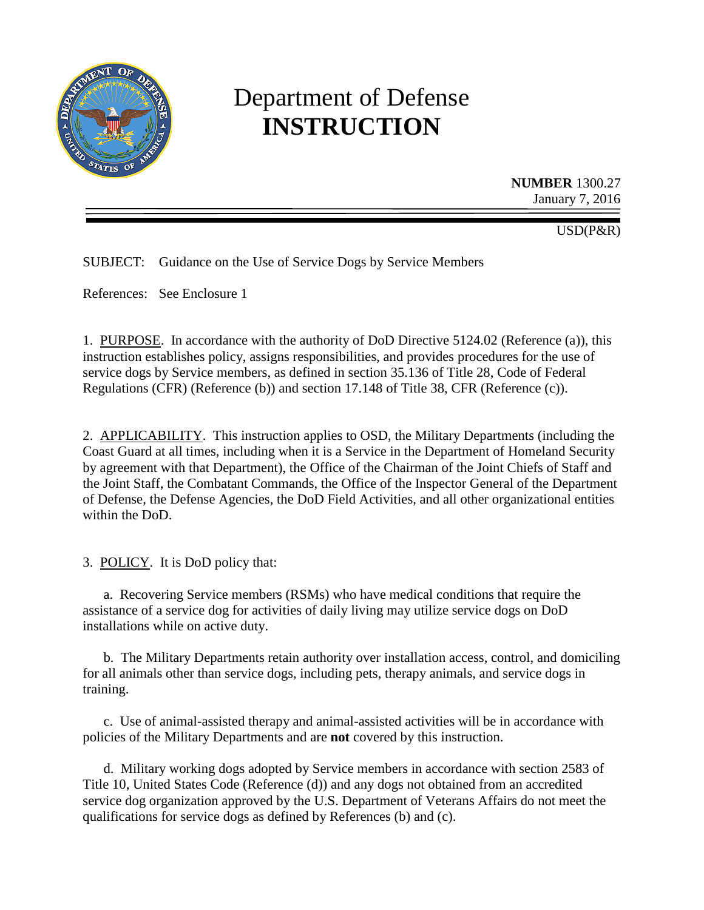# Department of Defense
# INSTRUCTION

**NUMBER** 1300.27
January 7, 2016

USD(P&R)

SUBJECT: Guidance on the Use of Service Dogs by Service Members

References: See Enclosure 1

1. PURPOSE. In accordance with the authority of DoD Directive 5124.02 (Reference (a)), this instruction establishes policy, assigns responsibilities, and provides procedures for the use of service dogs by Service members, as defined in section 35.136 of Title 28, Code of Federal Regulations (CFR) (Reference (b)) and section 17.148 of Title 38, CFR (Reference (c)).

2. APPLICABILITY. This instruction applies to OSD, the Military Departments (including the Coast Guard at all times, including when it is a Service in the Department of Homeland Security by agreement with that Department), the Office of the Chairman of the Joint Chiefs of Staff and the Joint Staff, the Combatant Commands, the Office of the Inspector General of the Department of Defense, the Defense Agencies, the DoD Field Activities, and all other organizational entities within the DoD.

3. POLICY. It is DoD policy that:

a. Recovering Service members (RSMs) who have medical conditions that require the assistance of a service dog for activities of daily living may utilize service dogs on DoD installations while on active duty.

b. The Military Departments retain authority over installation access, control, and domiciling for all animals other than service dogs, including pets, therapy animals, and service dogs in training.

c. Use of animal-assisted therapy and animal-assisted activities will be in accordance with policies of the Military Departments and are **not** covered by this instruction.

d. Military working dogs adopted by Service members in accordance with section 2583 of Title 10, United States Code (Reference (d)) and any dogs not obtained from an accredited service dog organization approved by the U.S. Department of Veterans Affairs do not meet the qualifications for service dogs as defined by References (b) and (c).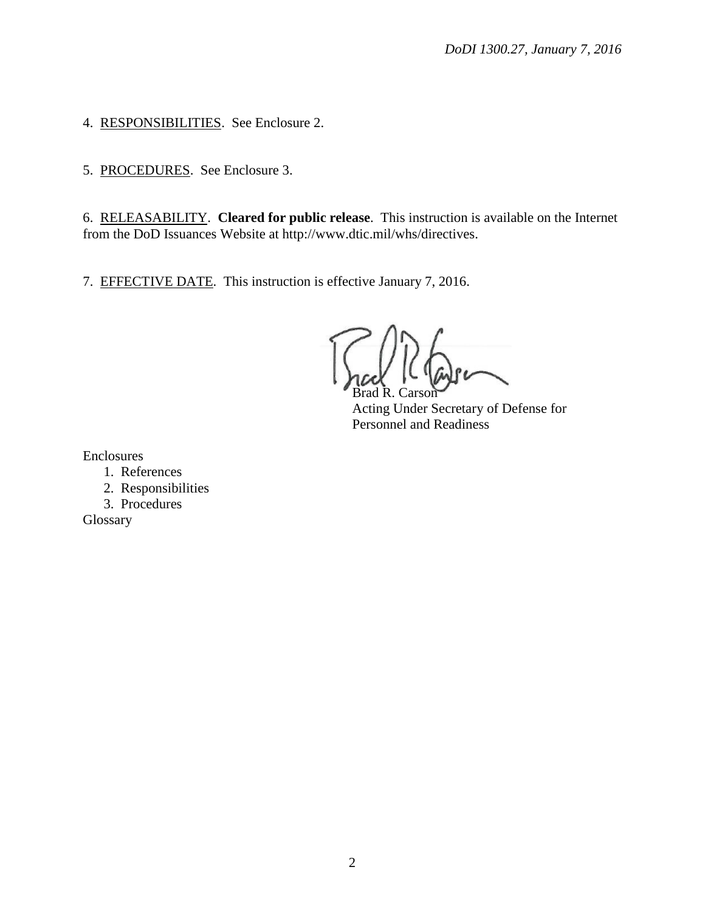4. <u>RESPONSIBILITIES</u>. See Enclosure 2.

5. <u>PROCEDURES</u>. See Enclosure 3.

6. <u>RELEASABILITY</u>. **Cleared for public release**. This instruction is available on the Internet from the DoD Issuances Website at http://www.dtic.mil/whs/directives.

7. <u>EFFECTIVE DATE</u>. This instruction is effective January 7, 2016.

Brad R. Carson
Acting Under Secretary of Defense for
Personnel and Readiness

Enclosures
1. References
2. Responsibilities
3. Procedures

Glossary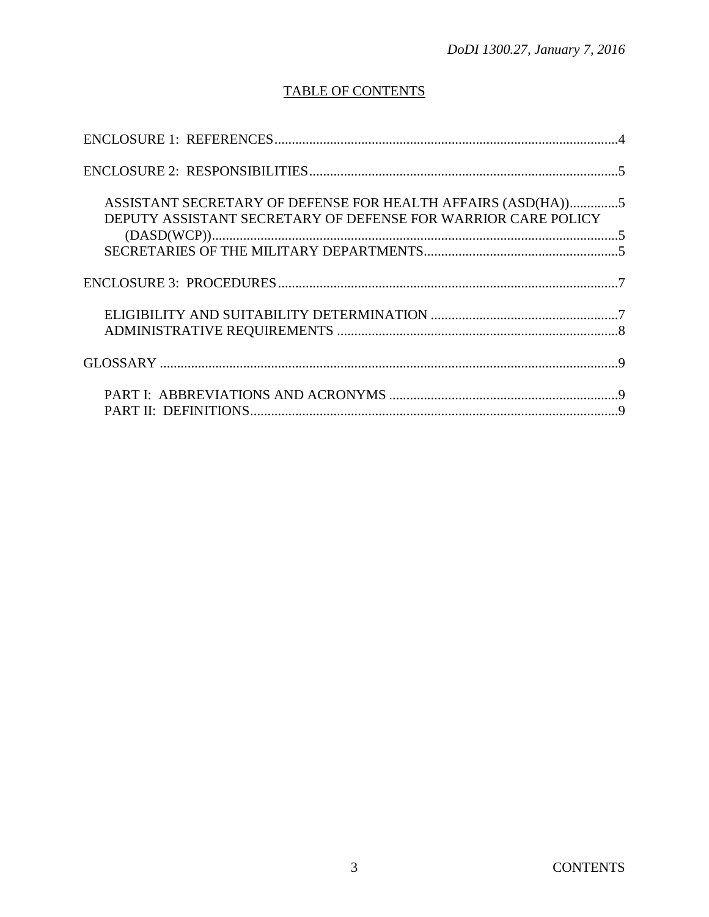## TABLE OF CONTENTS

ENCLOSURE 1: REFERENCES....................................................................................................4

ENCLOSURE 2: RESPONSIBILITIES.........................................................................................5

ASSISTANT SECRETARY OF DEFENSE FOR HEALTH AFFAIRS (ASD(HA))..............5
DEPUTY ASSISTANT SECRETARY OF DEFENSE FOR WARRIOR CARE POLICY (DASD(WCP))......................................................................................................................5
SECRETARIES OF THE MILITARY DEPARTMENTS........................................................5

ENCLOSURE 3: PROCEDURES..................................................................................................7

ELIGIBILITY AND SUITABILITY DETERMINATION ......................................................7
ADMINISTRATIVE REQUIREMENTS .................................................................................8

GLOSSARY ....................................................................................................................................9

PART I: ABBREVIATIONS AND ACRONYMS ..................................................................9
PART II: DEFINITIONS..........................................................................................................9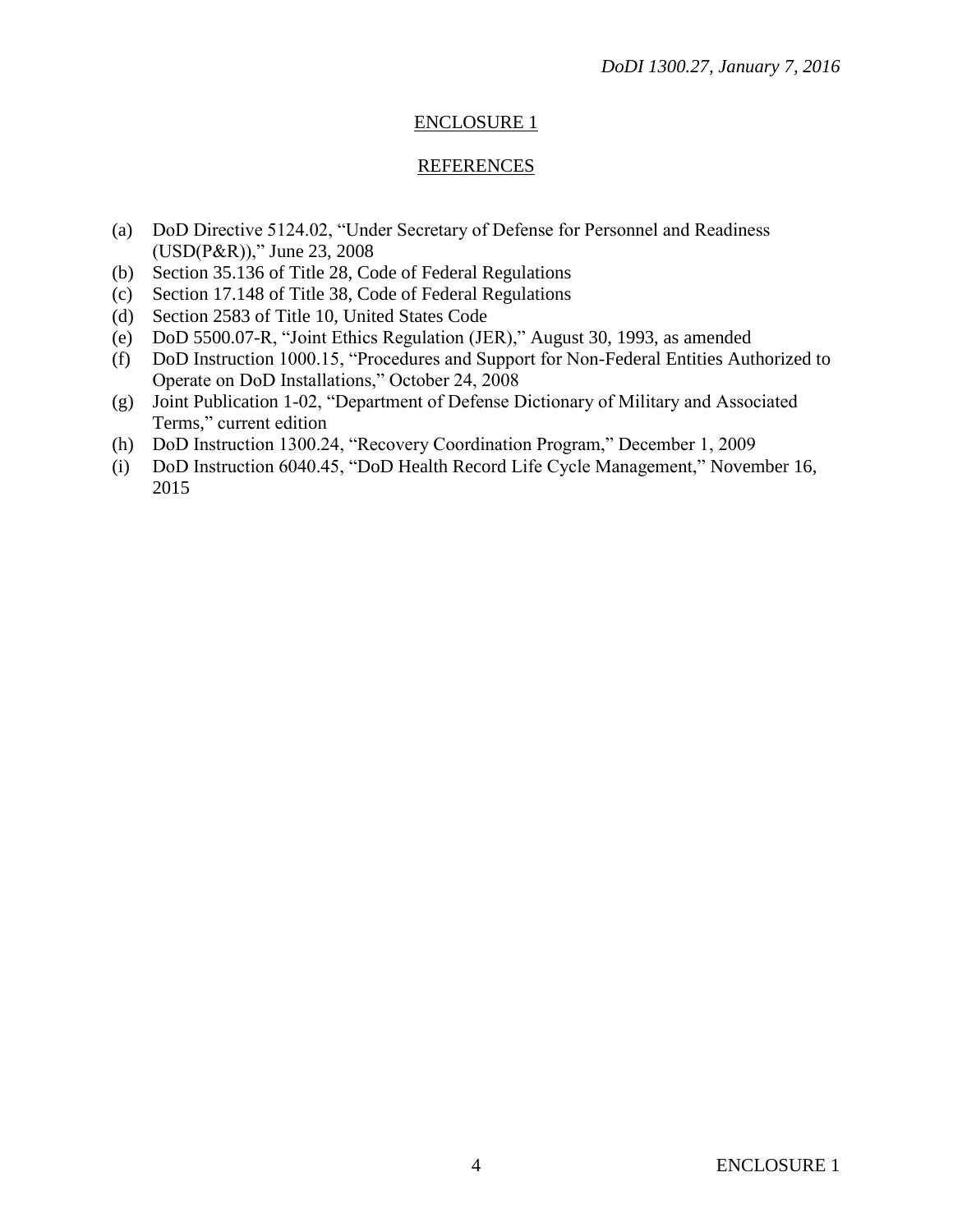## ENCLOSURE 1

## REFERENCES

(a) DoD Directive 5124.02, "Under Secretary of Defense for Personnel and Readiness (USD(P&R))," June 23, 2008
(b) Section 35.136 of Title 28, Code of Federal Regulations
(c) Section 17.148 of Title 38, Code of Federal Regulations
(d) Section 2583 of Title 10, United States Code
(e) DoD 5500.07-R, "Joint Ethics Regulation (JER)," August 30, 1993, as amended
(f) DoD Instruction 1000.15, "Procedures and Support for Non-Federal Entities Authorized to Operate on DoD Installations," October 24, 2008
(g) Joint Publication 1-02, "Department of Defense Dictionary of Military and Associated Terms," current edition
(h) DoD Instruction 1300.24, "Recovery Coordination Program," December 1, 2009
(i) DoD Instruction 6040.45, "DoD Health Record Life Cycle Management," November 16, 2015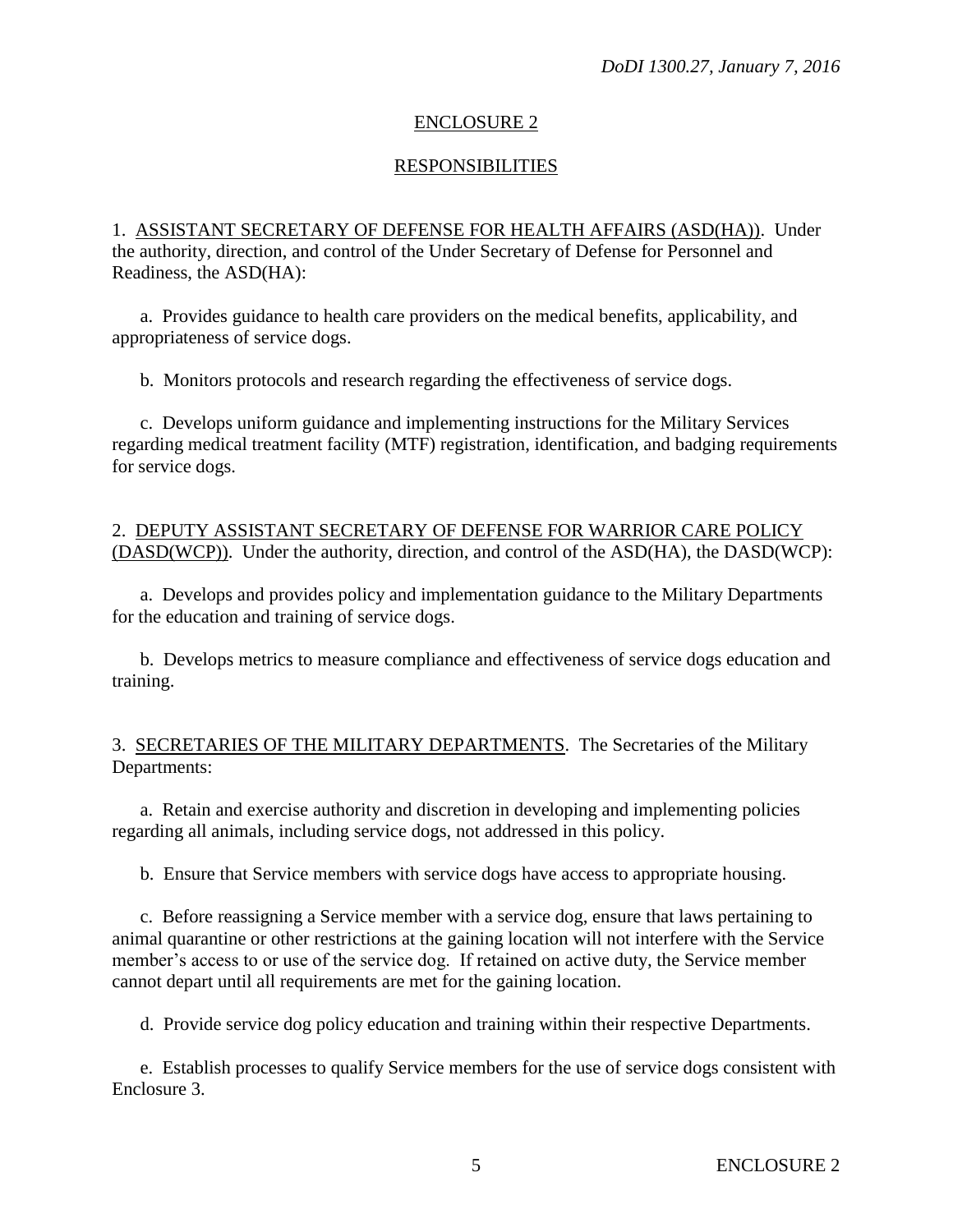## ENCLOSURE 2

## RESPONSIBILITIES

1. ASSISTANT SECRETARY OF DEFENSE FOR HEALTH AFFAIRS (ASD(HA)). Under the authority, direction, and control of the Under Secretary of Defense for Personnel and Readiness, the ASD(HA):

a. Provides guidance to health care providers on the medical benefits, applicability, and appropriateness of service dogs.

b. Monitors protocols and research regarding the effectiveness of service dogs.

c. Develops uniform guidance and implementing instructions for the Military Services regarding medical treatment facility (MTF) registration, identification, and badging requirements for service dogs.

2. DEPUTY ASSISTANT SECRETARY OF DEFENSE FOR WARRIOR CARE POLICY (DASD(WCP)). Under the authority, direction, and control of the ASD(HA), the DASD(WCP):

a. Develops and provides policy and implementation guidance to the Military Departments for the education and training of service dogs.

b. Develops metrics to measure compliance and effectiveness of service dogs education and training.

3. SECRETARIES OF THE MILITARY DEPARTMENTS. The Secretaries of the Military Departments:

a. Retain and exercise authority and discretion in developing and implementing policies regarding all animals, including service dogs, not addressed in this policy.

b. Ensure that Service members with service dogs have access to appropriate housing.

c. Before reassigning a Service member with a service dog, ensure that laws pertaining to animal quarantine or other restrictions at the gaining location will not interfere with the Service member's access to or use of the service dog. If retained on active duty, the Service member cannot depart until all requirements are met for the gaining location.

d. Provide service dog policy education and training within their respective Departments.

e. Establish processes to qualify Service members for the use of service dogs consistent with Enclosure 3.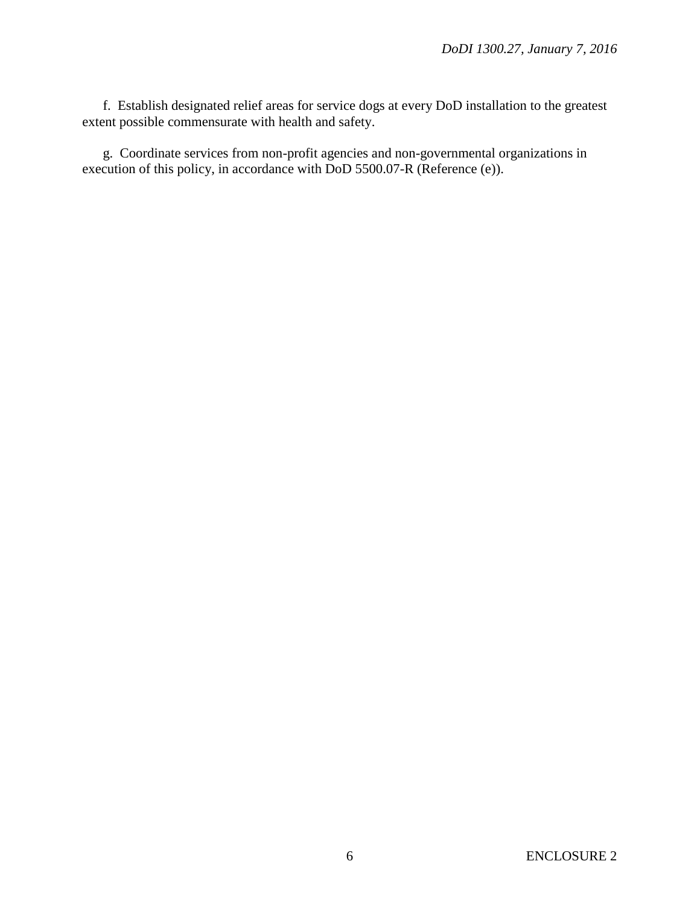f. Establish designated relief areas for service dogs at every DoD installation to the greatest extent possible commensurate with health and safety.

g. Coordinate services from non-profit agencies and non-governmental organizations in execution of this policy, in accordance with DoD 5500.07-R (Reference (e)).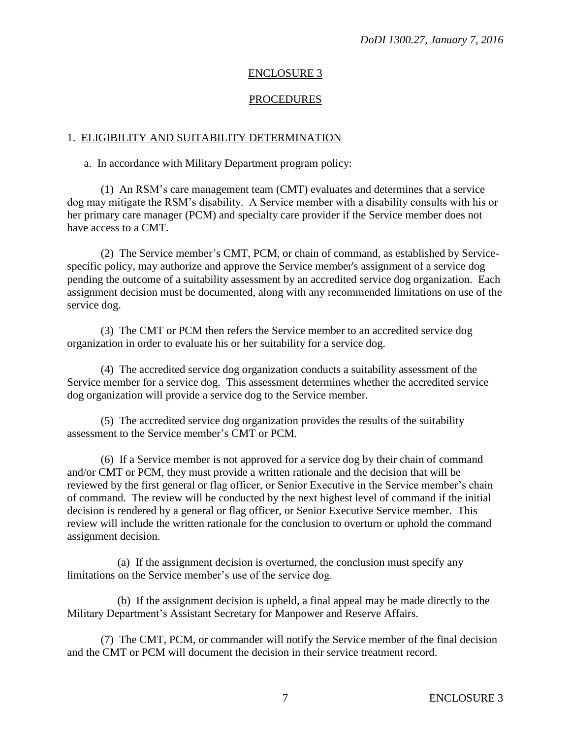## ENCLOSURE 3

## PROCEDURES

### 1. ELIGIBILITY AND SUITABILITY DETERMINATION

a. In accordance with Military Department program policy:

(1) An RSM's care management team (CMT) evaluates and determines that a service dog may mitigate the RSM's disability. A Service member with a disability consults with his or her primary care manager (PCM) and specialty care provider if the Service member does not have access to a CMT.

(2) The Service member's CMT, PCM, or chain of command, as established by Service-specific policy, may authorize and approve the Service member's assignment of a service dog pending the outcome of a suitability assessment by an accredited service dog organization. Each assignment decision must be documented, along with any recommended limitations on use of the service dog.

(3) The CMT or PCM then refers the Service member to an accredited service dog organization in order to evaluate his or her suitability for a service dog.

(4) The accredited service dog organization conducts a suitability assessment of the Service member for a service dog. This assessment determines whether the accredited service dog organization will provide a service dog to the Service member.

(5) The accredited service dog organization provides the results of the suitability assessment to the Service member's CMT or PCM.

(6) If a Service member is not approved for a service dog by their chain of command and/or CMT or PCM, they must provide a written rationale and the decision that will be reviewed by the first general or flag officer, or Senior Executive in the Service member's chain of command. The review will be conducted by the next highest level of command if the initial decision is rendered by a general or flag officer, or Senior Executive Service member. This review will include the written rationale for the conclusion to overturn or uphold the command assignment decision.

(a) If the assignment decision is overturned, the conclusion must specify any limitations on the Service member's use of the service dog.

(b) If the assignment decision is upheld, a final appeal may be made directly to the Military Department's Assistant Secretary for Manpower and Reserve Affairs.

(7) The CMT, PCM, or commander will notify the Service member of the final decision and the CMT or PCM will document the decision in their service treatment record.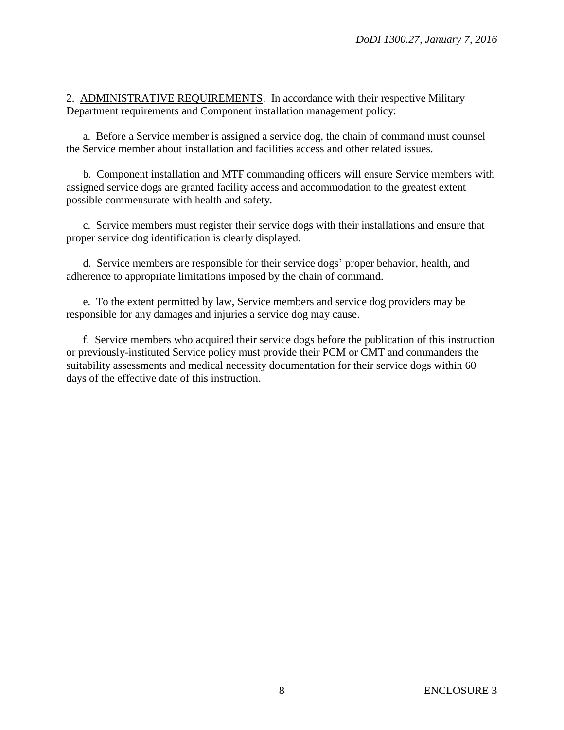2. <u>ADMINISTRATIVE REQUIREMENTS</u>. In accordance with their respective Military Department requirements and Component installation management policy:

a. Before a Service member is assigned a service dog, the chain of command must counsel the Service member about installation and facilities access and other related issues.

b. Component installation and MTF commanding officers will ensure Service members with assigned service dogs are granted facility access and accommodation to the greatest extent possible commensurate with health and safety.

c. Service members must register their service dogs with their installations and ensure that proper service dog identification is clearly displayed.

d. Service members are responsible for their service dogs' proper behavior, health, and adherence to appropriate limitations imposed by the chain of command.

e. To the extent permitted by law, Service members and service dog providers may be responsible for any damages and injuries a service dog may cause.

f. Service members who acquired their service dogs before the publication of this instruction or previously-instituted Service policy must provide their PCM or CMT and commanders the suitability assessments and medical necessity documentation for their service dogs within 60 days of the effective date of this instruction.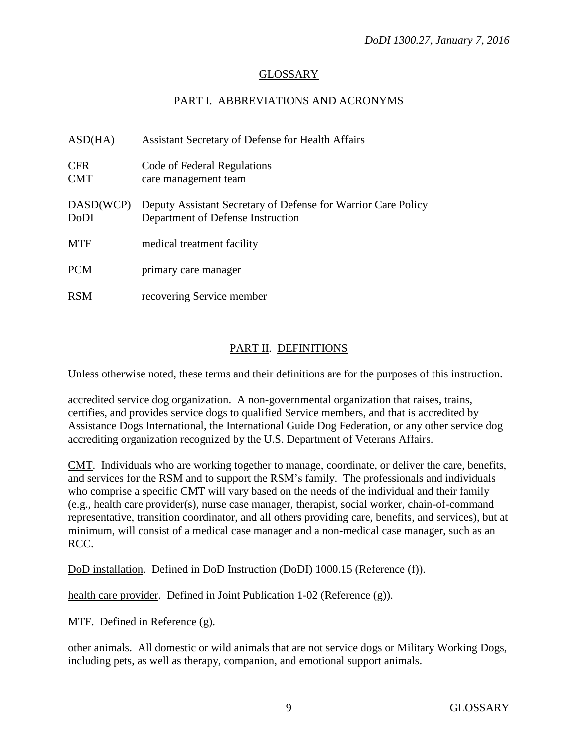# GLOSSARY

## PART I. ABBREVIATIONS AND ACRONYMS

| | |
|---|---|
| ASD(HA) | Assistant Secretary of Defense for Health Affairs |
| CFR | Code of Federal Regulations |
| CMT | care management team |
| DASD(WCP) | Deputy Assistant Secretary of Defense for Warrior Care Policy |
| DoDI | Department of Defense Instruction |
| MTF | medical treatment facility |
| PCM | primary care manager |
| RSM | recovering Service member |

## PART II. DEFINITIONS

Unless otherwise noted, these terms and their definitions are for the purposes of this instruction.

accredited service dog organization. A non-governmental organization that raises, trains, certifies, and provides service dogs to qualified Service members, and that is accredited by Assistance Dogs International, the International Guide Dog Federation, or any other service dog accrediting organization recognized by the U.S. Department of Veterans Affairs.

CMT. Individuals who are working together to manage, coordinate, or deliver the care, benefits, and services for the RSM and to support the RSM's family. The professionals and individuals who comprise a specific CMT will vary based on the needs of the individual and their family (e.g., health care provider(s), nurse case manager, therapist, social worker, chain-of-command representative, transition coordinator, and all others providing care, benefits, and services), but at minimum, will consist of a medical case manager and a non-medical case manager, such as an RCC.

DoD installation. Defined in DoD Instruction (DoDI) 1000.15 (Reference (f)).

health care provider. Defined in Joint Publication 1-02 (Reference (g)).

MTF. Defined in Reference (g).

other animals. All domestic or wild animals that are not service dogs or Military Working Dogs, including pets, as well as therapy, companion, and emotional support animals.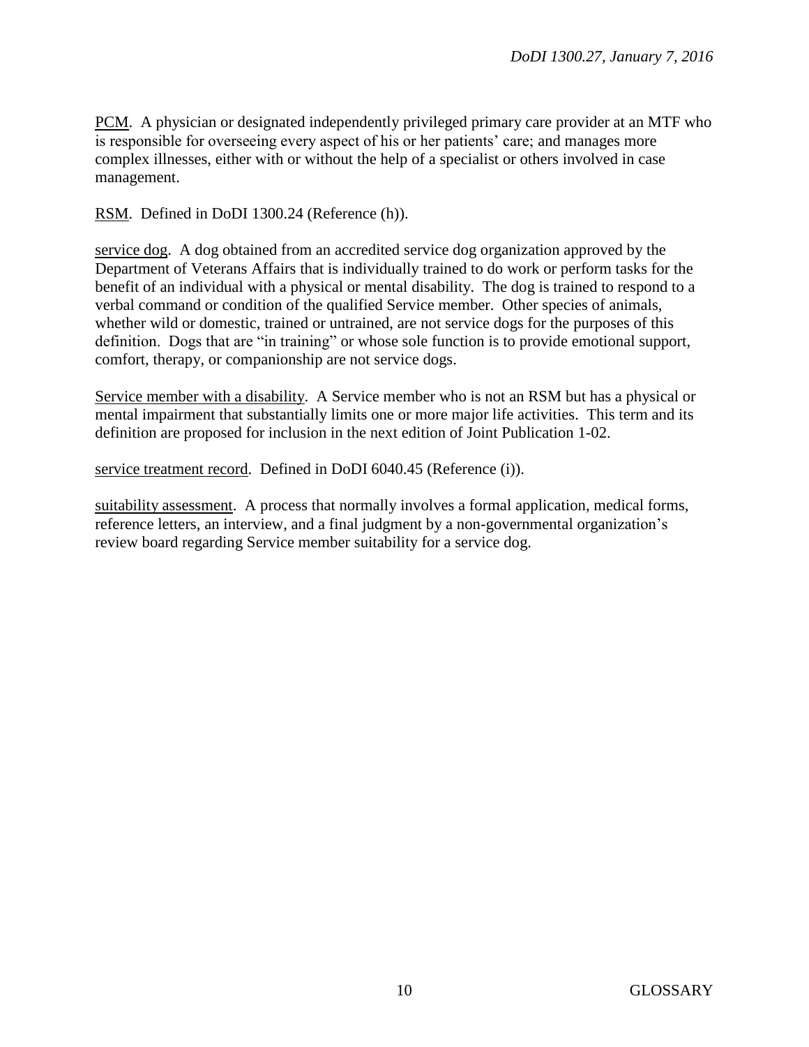PCM. A physician or designated independently privileged primary care provider at an MTF who is responsible for overseeing every aspect of his or her patients' care; and manages more complex illnesses, either with or without the help of a specialist or others involved in case management.

RSM. Defined in DoDI 1300.24 (Reference (h)).

service dog. A dog obtained from an accredited service dog organization approved by the Department of Veterans Affairs that is individually trained to do work or perform tasks for the benefit of an individual with a physical or mental disability. The dog is trained to respond to a verbal command or condition of the qualified Service member. Other species of animals, whether wild or domestic, trained or untrained, are not service dogs for the purposes of this definition. Dogs that are "in training" or whose sole function is to provide emotional support, comfort, therapy, or companionship are not service dogs.

Service member with a disability. A Service member who is not an RSM but has a physical or mental impairment that substantially limits one or more major life activities. This term and its definition are proposed for inclusion in the next edition of Joint Publication 1-02.

service treatment record. Defined in DoDI 6040.45 (Reference (i)).

suitability assessment. A process that normally involves a formal application, medical forms, reference letters, an interview, and a final judgment by a non-governmental organization's review board regarding Service member suitability for a service dog.